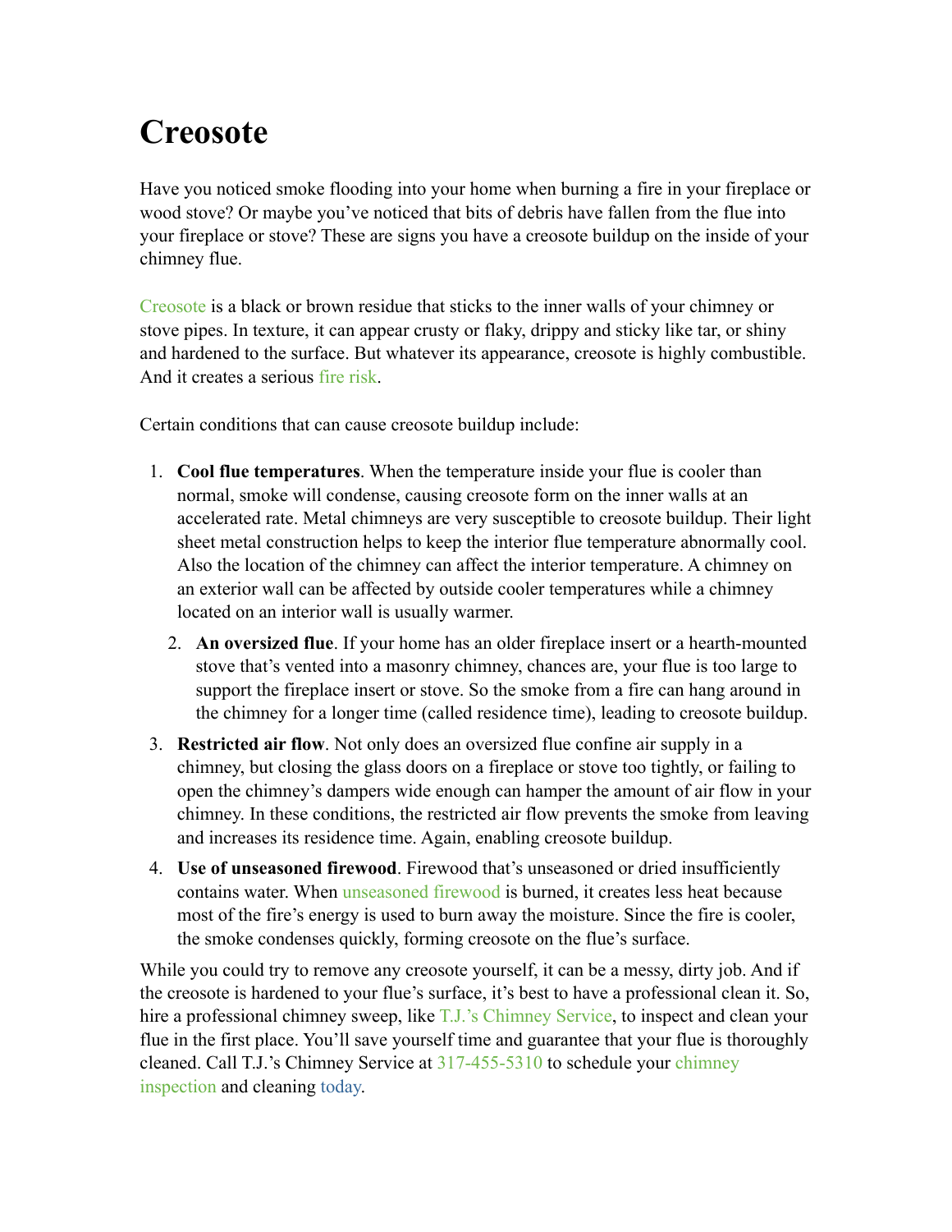# Creosote

Have you noticed smoke flooding into your home when burning a fire in your fireplace or wood stove? Or maybe you've noticed that bits of debris have fallen from the flue into your fireplace or stove? These are signs you have a creosote buildup on the inside of your chimney flue.

Creosote is a black or brown residue that sticks to the inner walls of your chimney or stove pipes. In texture, it can appear crusty or flaky, drippy and sticky like tar, or shiny and hardened to the surface. But whatever its appearance, creosote is highly combustible. And it creates a serious fire risk.

Certain conditions that can cause creosote buildup include:

1. **Cool flue temperatures**. When the temperature inside your flue is cooler than normal, smoke will condense, causing creosote form on the inner walls at an accelerated rate. Metal chimneys are very susceptible to creosote buildup. Their light sheet metal construction helps to keep the interior flue temperature abnormally cool. Also the location of the chimney can affect the interior temperature. A chimney on an exterior wall can be affected by outside cooler temperatures while a chimney located on an interior wall is usually warmer.
2. **An oversized flue**. If your home has an older fireplace insert or a hearth-mounted stove that's vented into a masonry chimney, chances are, your flue is too large to support the fireplace insert or stove. So the smoke from a fire can hang around in the chimney for a longer time (called residence time), leading to creosote buildup.
3. **Restricted air flow**. Not only does an oversized flue confine air supply in a chimney, but closing the glass doors on a fireplace or stove too tightly, or failing to open the chimney's dampers wide enough can hamper the amount of air flow in your chimney. In these conditions, the restricted air flow prevents the smoke from leaving and increases its residence time. Again, enabling creosote buildup.
4. **Use of unseasoned firewood**. Firewood that's unseasoned or dried insufficiently contains water. When unseasoned firewood is burned, it creates less heat because most of the fire's energy is used to burn away the moisture. Since the fire is cooler, the smoke condenses quickly, forming creosote on the flue's surface.

While you could try to remove any creosote yourself, it can be a messy, dirty job. And if the creosote is hardened to your flue's surface, it's best to have a professional clean it. So, hire a professional chimney sweep, like T.J.'s Chimney Service, to inspect and clean your flue in the first place. You'll save yourself time and guarantee that your flue is thoroughly cleaned. Call T.J.'s Chimney Service at 317-455-5310 to schedule your chimney inspection and cleaning today.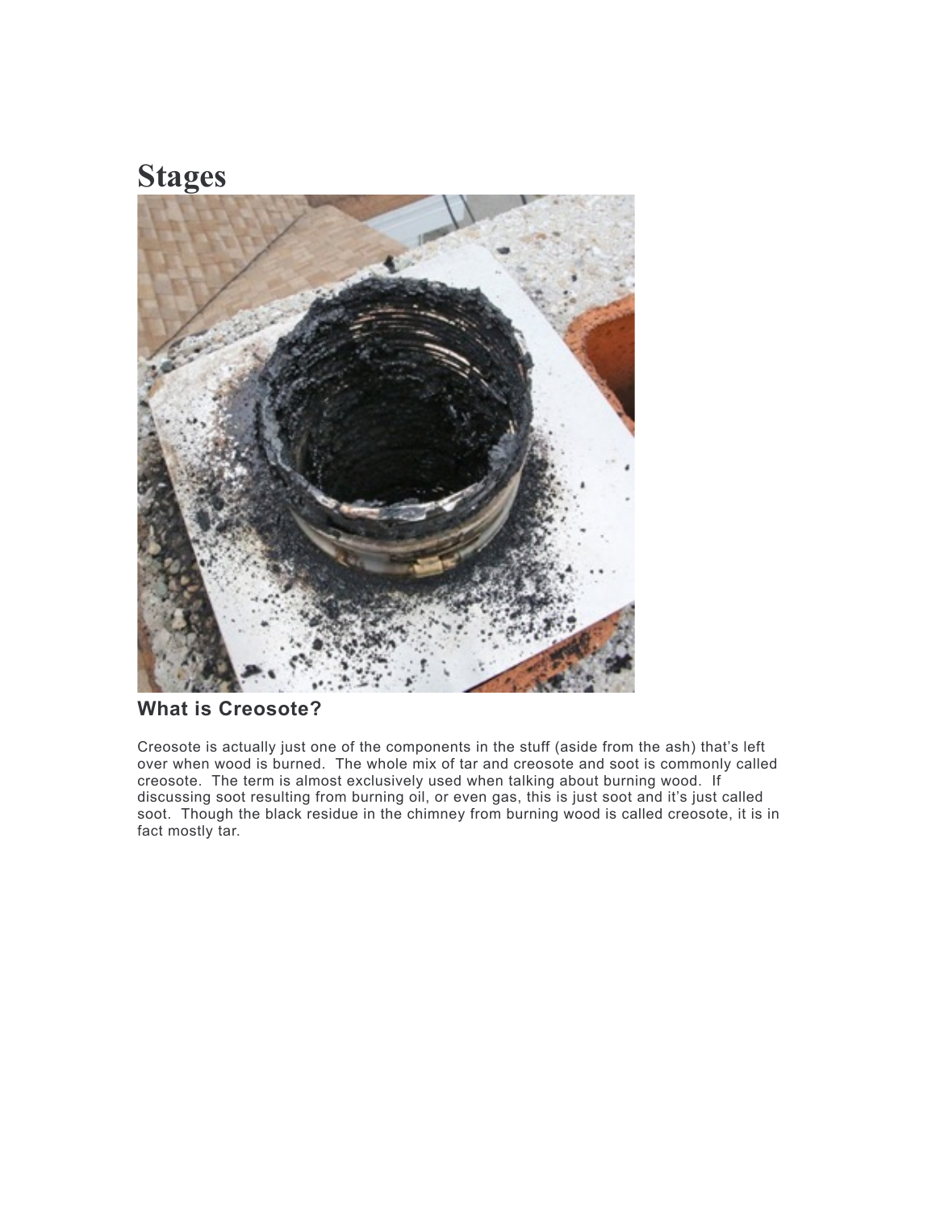# Stages

## What is Creosote?

Creosote is actually just one of the components in the stuff (aside from the ash) that's left over when wood is burned. The whole mix of tar and creosote and soot is commonly called creosote. The term is almost exclusively used when talking about burning wood. If discussing soot resulting from burning oil, or even gas, this is just soot and it's just called soot. Though the black residue in the chimney from burning wood is called creosote, it is in fact mostly tar.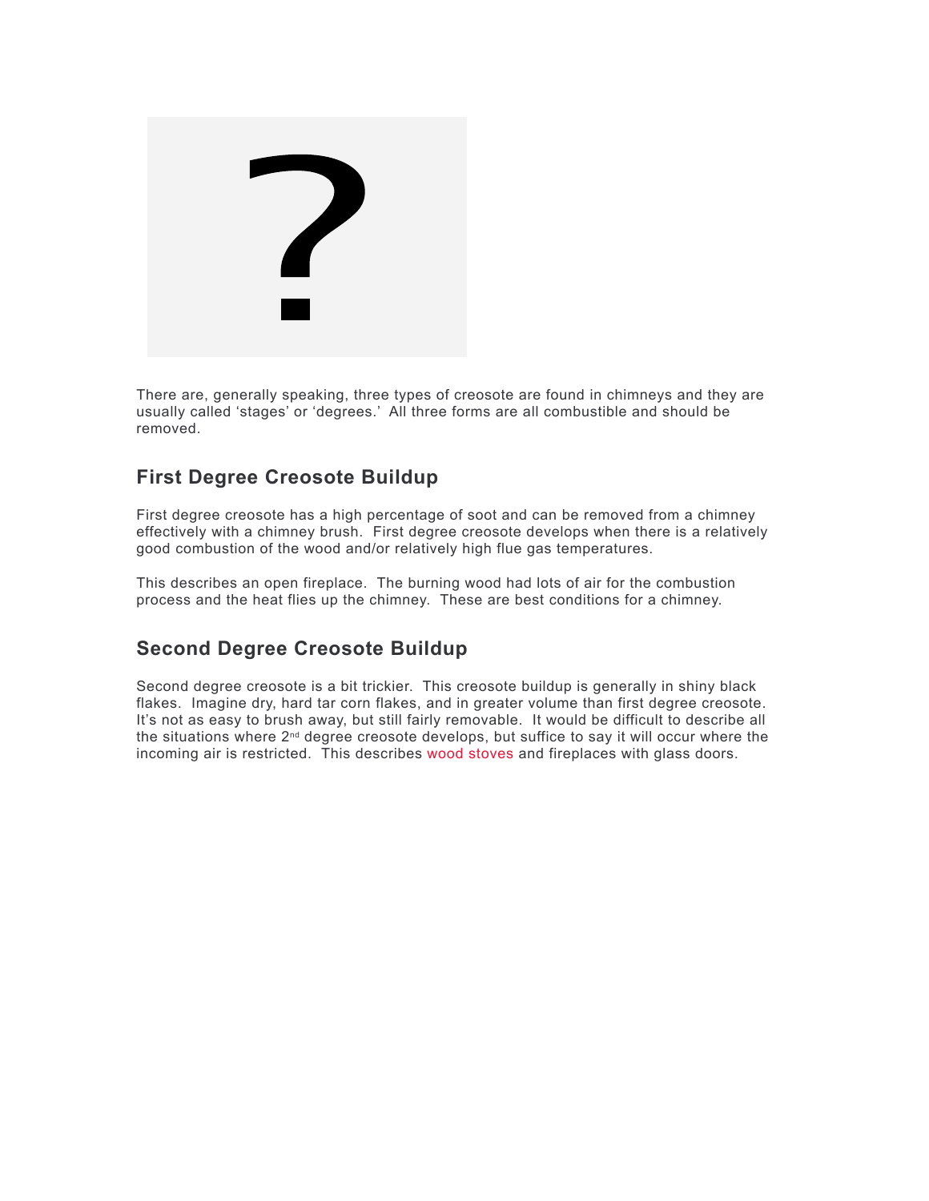There are, generally speaking, three types of creosote are found in chimneys and they are usually called 'stages' or 'degrees.' All three forms are all combustible and should be removed.

## First Degree Creosote Buildup

First degree creosote has a high percentage of soot and can be removed from a chimney effectively with a chimney brush. First degree creosote develops when there is a relatively good combustion of the wood and/or relatively high flue gas temperatures.

This describes an open fireplace. The burning wood had lots of air for the combustion process and the heat flies up the chimney. These are best conditions for a chimney.

## Second Degree Creosote Buildup

Second degree creosote is a bit trickier. This creosote buildup is generally in shiny black flakes. Imagine dry, hard tar corn flakes, and in greater volume than first degree creosote. It's not as easy to brush away, but still fairly removable. It would be difficult to describe all the situations where 2nd degree creosote develops, but suffice to say it will occur where the incoming air is restricted. This describes wood stoves and fireplaces with glass doors.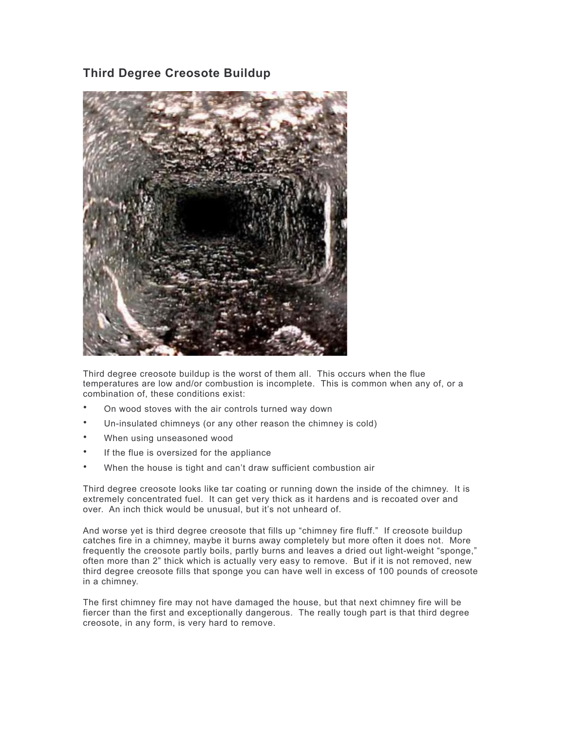## Third Degree Creosote Buildup

Third degree creosote buildup is the worst of them all. This occurs when the flue temperatures are low and/or combustion is incomplete. This is common when any of, or a combination of, these conditions exist:

- On wood stoves with the air controls turned way down
- Un-insulated chimneys (or any other reason the chimney is cold)
- When using unseasoned wood
- If the flue is oversized for the appliance
- When the house is tight and can't draw sufficient combustion air

Third degree creosote looks like tar coating or running down the inside of the chimney. It is extremely concentrated fuel. It can get very thick as it hardens and is recoated over and over. An inch thick would be unusual, but it's not unheard of.

And worse yet is third degree creosote that fills up "chimney fire fluff." If creosote buildup catches fire in a chimney, maybe it burns away completely but more often it does not. More frequently the creosote partly boils, partly burns and leaves a dried out light-weight "sponge," often more than 2" thick which is actually very easy to remove. But if it is not removed, new third degree creosote fills that sponge you can have well in excess of 100 pounds of creosote in a chimney.

The first chimney fire may not have damaged the house, but that next chimney fire will be fiercer than the first and exceptionally dangerous. The really tough part is that third degree creosote, in any form, is very hard to remove.